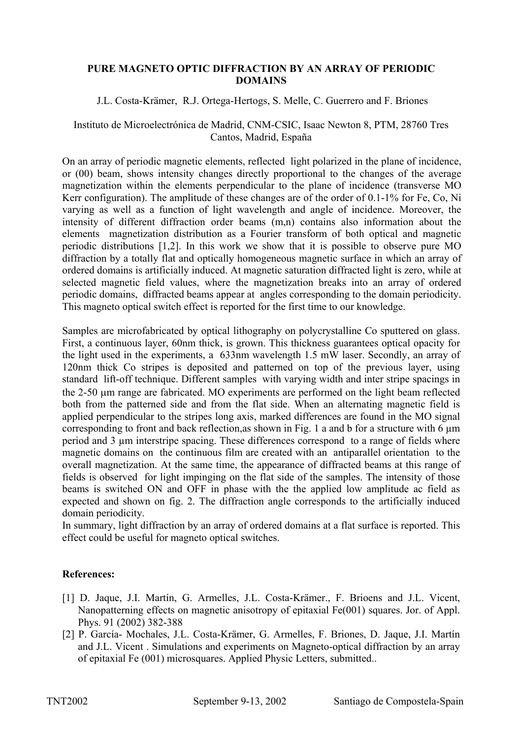# PURE MAGNETO OPTIC DIFFRACTION BY AN ARRAY OF PERIODIC DOMAINS

J.L. Costa-Krämer, R.J. Ortega-Hertogs, S. Melle, C. Guerrero and F. Briones

Instituto de Microelectrónica de Madrid, CNM-CSIC, Isaac Newton 8, PTM, 28760 Tres Cantos, Madrid, España

On an array of periodic magnetic elements, reflected light polarized in the plane of incidence, or (00) beam, shows intensity changes directly proportional to the changes of the average magnetization within the elements perpendicular to the plane of incidence (transverse MO Kerr configuration). The amplitude of these changes are of the order of 0.1-1% for Fe, Co, Ni varying as well as a function of light wavelength and angle of incidence. Moreover, the intensity of different diffraction order beams (m,n) contains also information about the elements magnetization distribution as a Fourier transform of both optical and magnetic periodic distributions [1,2]. In this work we show that it is possible to observe pure MO diffraction by a totally flat and optically homogeneous magnetic surface in which an array of ordered domains is artificially induced. At magnetic saturation diffracted light is zero, while at selected magnetic field values, where the magnetization breaks into an array of ordered periodic domains, diffracted beams appear at angles corresponding to the domain periodicity. This magneto optical switch effect is reported for the first time to our knowledge.

Samples are microfabricated by optical lithography on polycrystalline Co sputtered on glass. First, a continuous layer, 60nm thick, is grown. This thickness guarantees optical opacity for the light used in the experiments, a 633nm wavelength 1.5 mW laser. Secondly, an array of 120nm thick Co stripes is deposited and patterned on top of the previous layer, using standard lift-off technique. Different samples with varying width and inter stripe spacings in the 2-50 µm range are fabricated. MO experiments are performed on the light beam reflected both from the patterned side and from the flat side. When an alternating magnetic field is applied perpendicular to the stripes long axis, marked differences are found in the MO signal corresponding to front and back reflection,as shown in Fig. 1 a and b for a structure with 6 µm period and 3 µm interstripe spacing. These differences correspond to a range of fields where magnetic domains on the continuous film are created with an antiparallel orientation to the overall magnetization. At the same time, the appearance of diffracted beams at this range of fields is observed for light impinging on the flat side of the samples. The intensity of those beams is switched ON and OFF in phase with the the applied low amplitude ac field as expected and shown on fig. 2. The diffraction angle corresponds to the artificially induced domain periodicity.

In summary, light diffraction by an array of ordered domains at a flat surface is reported. This effect could be useful for magneto optical switches.

**References:**

[1] D. Jaque, J.I. Martín, G. Armelles, J.L. Costa-Krämer., F. Brioens and J.L. Vicent, Nanopatterning effects on magnetic anisotropy of epitaxial Fe(001) squares. Jor. of Appl. Phys. 91 (2002) 382-388

[2] P. García- Mochales, J.L. Costa-Krämer, G. Armelles, F. Briones, D. Jaque, J.I. Martín and J.L. Vicent . Simulations and experiments on Magneto-optical diffraction by an array of epitaxial Fe (001) microsquares. Applied Physic Letters, submitted..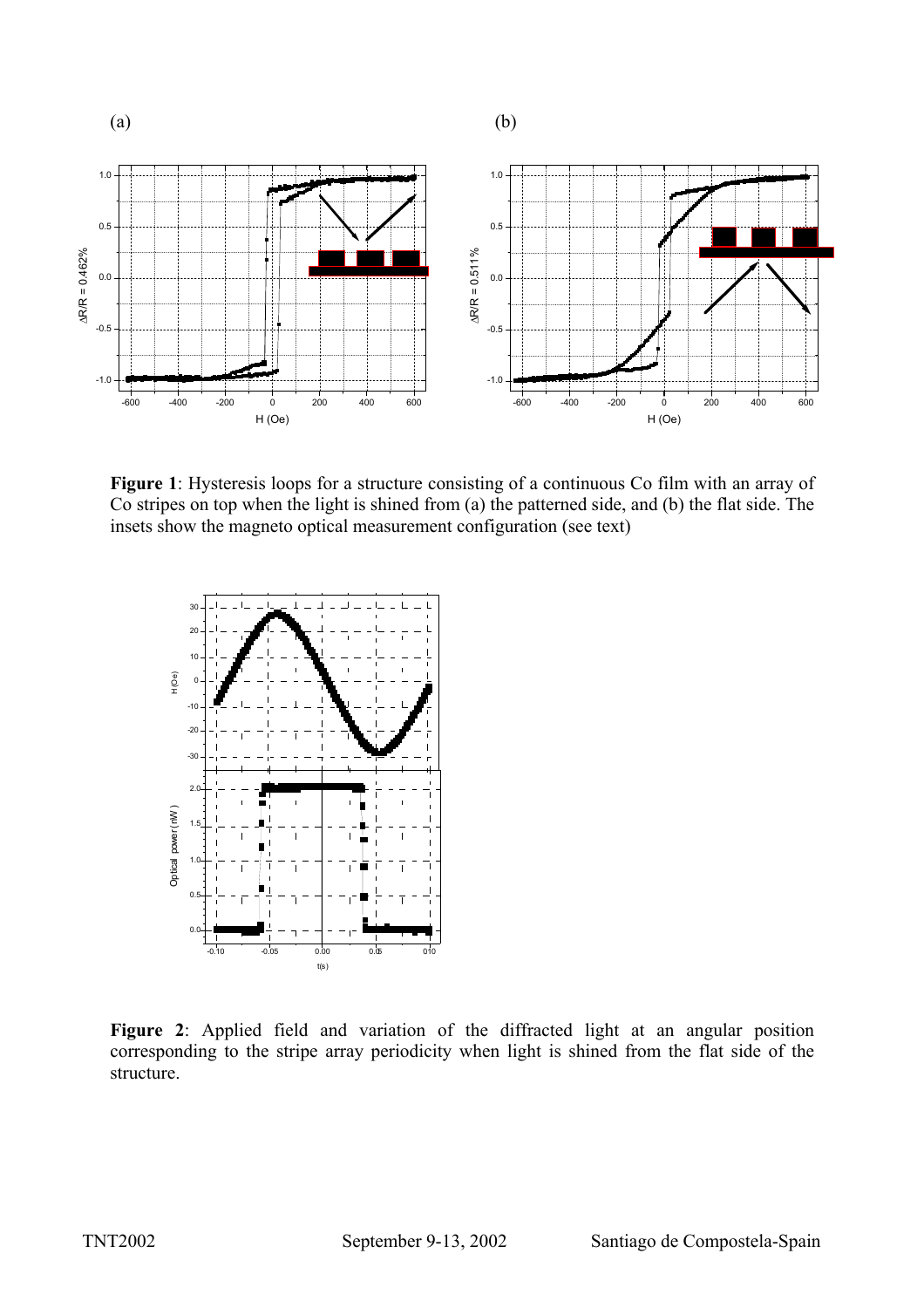(a)

(b)

ΔR/R = 0.462%

H (Oe)

ΔR/R = 0.511%

H (Oe)

**Figure 1**: Hysteresis loops for a structure consisting of a continuous Co film with an array of Co stripes on top when the light is shined from (a) the patterned side, and (b) the flat side. The insets show the magneto optical measurement configuration (see text)

H (Oe)

Optical power (nW)

t(s)

**Figure 2**: Applied field and variation of the diffracted light at an angular position corresponding to the stripe array periodicity when light is shined from the flat side of the structure.